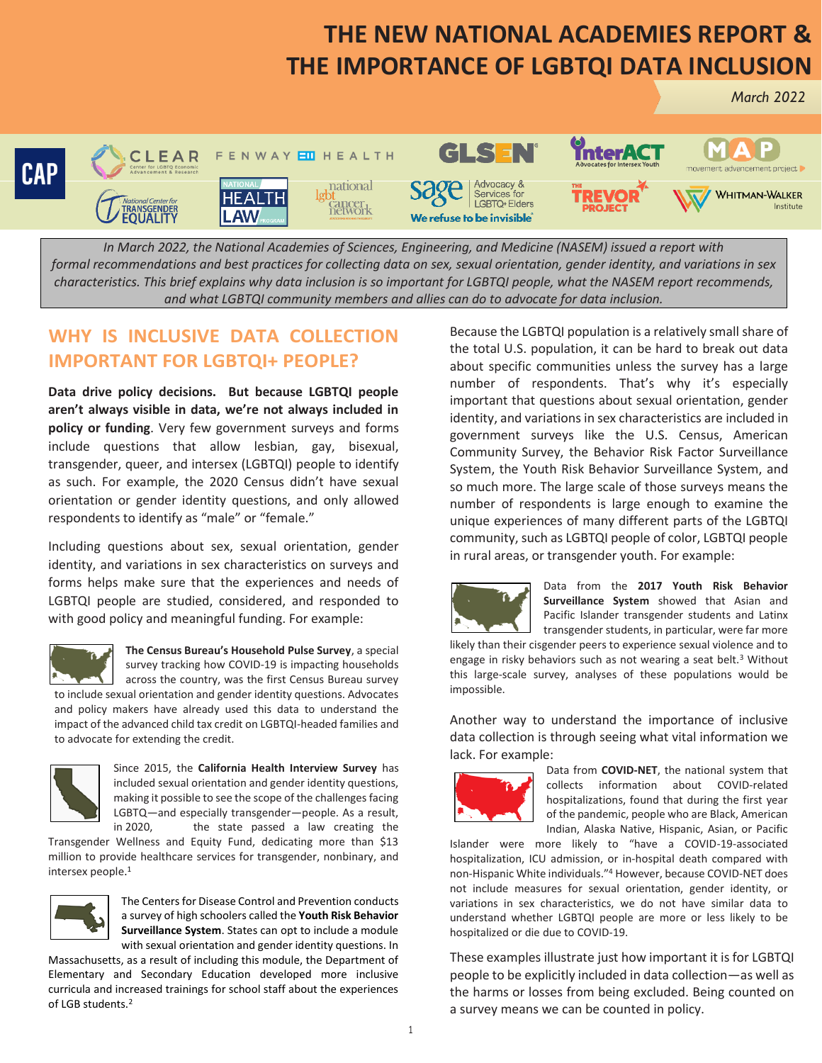# THE NEW NATIONAL ACADEMIES REPORT & THE IMPORTANCE OF LGBTQI DATA INCLUSION

*March 2022*

*In March 2022, the National Academies of Sciences, Engineering, and Medicine (NASEM) issued a report with formal recommendations and best practices for collecting data on sex, sexual orientation, gender identity, and variations in sex characteristics. This brief explains why data inclusion is so important for LGBTQI people, what the NASEM report recommends, and what LGBTQI community members and allies can do to advocate for data inclusion.*

## WHY IS INCLUSIVE DATA COLLECTION IMPORTANT FOR LGBTQI+ PEOPLE?

**Data drive policy decisions. But because LGBTQI people aren't always visible in data, we're not always included in policy or funding**. Very few government surveys and forms include questions that allow lesbian, gay, bisexual, transgender, queer, and intersex (LGBTQI) people to identify as such. For example, the 2020 Census didn't have sexual orientation or gender identity questions, and only allowed respondents to identify as "male" or "female."

Including questions about sex, sexual orientation, gender identity, and variations in sex characteristics on surveys and forms helps make sure that the experiences and needs of LGBTQI people are studied, considered, and responded to with good policy and meaningful funding. For example:

**The Census Bureau's Household Pulse Survey**, a special survey tracking how COVID-19 is impacting households across the country, was the first Census Bureau survey to include sexual orientation and gender identity questions. Advocates and policy makers have already used this data to understand the impact of the advanced child tax credit on LGBTQI-headed families and to advocate for extending the credit.

Since 2015, the **California Health Interview Survey** has included sexual orientation and gender identity questions, making it possible to see the scope of the challenges facing LGBTQ—and especially transgender—people. As a result, in 2020, the state passed a law creating the Transgender Wellness and Equity Fund, dedicating more than $13 million to provide healthcare services for transgender, nonbinary, and intersex people.[1]

The Centers for Disease Control and Prevention conducts a survey of high schoolers called the **Youth Risk Behavior Surveillance System**. States can opt to include a module with sexual orientation and gender identity questions. In Massachusetts, as a result of including this module, the Department of Elementary and Secondary Education developed more inclusive curricula and increased trainings for school staff about the experiences of LGB students.[2]

Because the LGBTQI population is a relatively small share of the total U.S. population, it can be hard to break out data about specific communities unless the survey has a large number of respondents. That's why it's especially important that questions about sexual orientation, gender identity, and variations in sex characteristics are included in government surveys like the U.S. Census, American Community Survey, the Behavior Risk Factor Surveillance System, the Youth Risk Behavior Surveillance System, and so much more. The large scale of those surveys means the number of respondents is large enough to examine the unique experiences of many different parts of the LGBTQI community, such as LGBTQI people of color, LGBTQI people in rural areas, or transgender youth. For example:

Data from the **2017 Youth Risk Behavior Surveillance System** showed that Asian and Pacific Islander transgender students and Latinx transgender students, in particular, were far more likely than their cisgender peers to experience sexual violence and to engage in risky behaviors such as not wearing a seat belt.[3] Without this large-scale survey, analyses of these populations would be impossible.

Another way to understand the importance of inclusive data collection is through seeing what vital information we lack. For example:

Data from **COVID-NET**, the national system that collects information about COVID-related hospitalizations, found that during the first year of the pandemic, people who are Black, American Indian, Alaska Native, Hispanic, Asian, or Pacific Islander were more likely to "have a COVID-19-associated hospitalization, ICU admission, or in-hospital death compared with non-Hispanic White individuals."[4] However, because COVID-NET does not include measures for sexual orientation, gender identity, or variations in sex characteristics, we do not have similar data to understand whether LGBTQI people are more or less likely to be hospitalized or die due to COVID-19.

These examples illustrate just how important it is for LGBTQI people to be explicitly included in data collection—as well as the harms or losses from being excluded. Being counted on a survey means we can be counted in policy.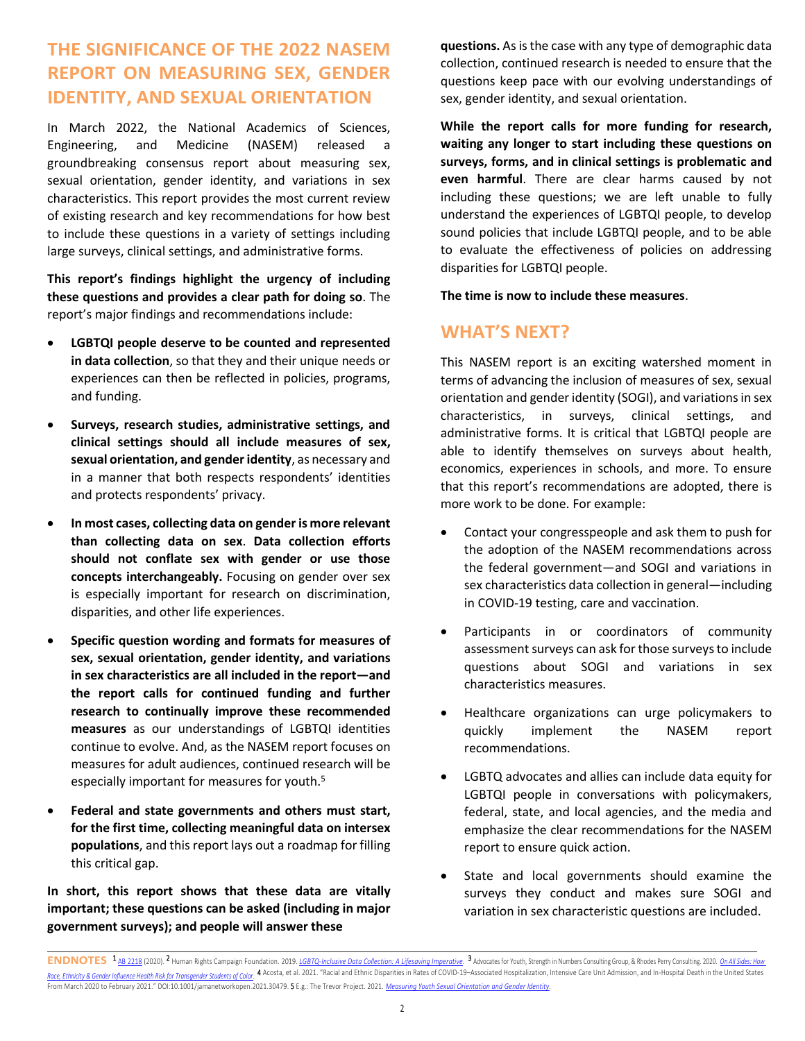## THE SIGNIFICANCE OF THE 2022 NASEM REPORT ON MEASURING SEX, GENDER IDENTITY, AND SEXUAL ORIENTATION

In March 2022, the National Academics of Sciences, Engineering, and Medicine (NASEM) released a groundbreaking consensus report about measuring sex, sexual orientation, gender identity, and variations in sex characteristics. This report provides the most current review of existing research and key recommendations for how best to include these questions in a variety of settings including large surveys, clinical settings, and administrative forms.

**This report's findings highlight the urgency of including these questions and provides a clear path for doing so**. The report's major findings and recommendations include:

- **LGBTQI people deserve to be counted and represented in data collection**, so that they and their unique needs or experiences can then be reflected in policies, programs, and funding.
- **Surveys, research studies, administrative settings, and clinical settings should all include measures of sex, sexual orientation, and gender identity**, as necessary and in a manner that both respects respondents' identities and protects respondents' privacy.
- **In most cases, collecting data on gender is more relevant than collecting data on sex**. **Data collection efforts should not conflate sex with gender or use those concepts interchangeably.** Focusing on gender over sex is especially important for research on discrimination, disparities, and other life experiences.
- **Specific question wording and formats for measures of sex, sexual orientation, gender identity, and variations in sex characteristics are all included in the report—and the report calls for continued funding and further research to continually improve these recommended measures** as our understandings of LGBTQI identities continue to evolve. And, as the NASEM report focuses on measures for adult audiences, continued research will be especially important for measures for youth.[5]
- **Federal and state governments and others must start, for the first time, collecting meaningful data on intersex populations**, and this report lays out a roadmap for filling this critical gap.

**In short, this report shows that these data are vitally important; these questions can be asked (including in major government surveys); and people will answer these questions.** As is the case with any type of demographic data collection, continued research is needed to ensure that the questions keep pace with our evolving understandings of sex, gender identity, and sexual orientation.

**While the report calls for more funding for research, waiting any longer to start including these questions on surveys, forms, and in clinical settings is problematic and even harmful**. There are clear harms caused by not including these questions; we are left unable to fully understand the experiences of LGBTQI people, to develop sound policies that include LGBTQI people, and to be able to evaluate the effectiveness of policies on addressing disparities for LGBTQI people.

**The time is now to include these measures**.

## WHAT'S NEXT?

This NASEM report is an exciting watershed moment in terms of advancing the inclusion of measures of sex, sexual orientation and gender identity (SOGI), and variations in sex characteristics, in surveys, clinical settings, and administrative forms. It is critical that LGBTQI people are able to identify themselves on surveys about health, economics, experiences in schools, and more. To ensure that this report's recommendations are adopted, there is more work to be done. For example:

- Contact your congresspeople and ask them to push for the adoption of the NASEM recommendations across the federal government—and SOGI and variations in sex characteristics data collection in general—including in COVID-19 testing, care and vaccination.
- Participants in or coordinators of community assessment surveys can ask for those surveys to include questions about SOGI and variations in sex characteristics measures.
- Healthcare organizations can urge policymakers to quickly implement the NASEM report recommendations.
- LGBTQ advocates and allies can include data equity for LGBTQI people in conversations with policymakers, federal, state, and local agencies, and the media and emphasize the clear recommendations for the NASEM report to ensure quick action.
- State and local governments should examine the surveys they conduct and makes sure SOGI and variation in sex characteristic questions are included.

**ENDNOTES** [1] AB 2218 (2020). [2] Human Rights Campaign Foundation. 2019. *LGBTQ-Inclusive Data Collection: A Lifesaving Imperative.* [3] Advocates for Youth, Strength in Numbers Consulting Group, & Rhodes Perry Consulting. 2020. *On All Sides: How Race, Ethnicity & Gender Influence Health Risk for Transgender Students of Color.* [4] Acosta, et al. 2021. "Racial and Ethnic Disparities in Rates of COVID-19–Associated Hospitalization, Intensive Care Unit Admission, and In-Hospital Death in the United States From March 2020 to February 2021." DOI:10.1001/jamanetworkopen.2021.30479. [5] E.g.: The Trevor Project. 2021. *Measuring Youth Sexual Orientation and Gender Identity.*